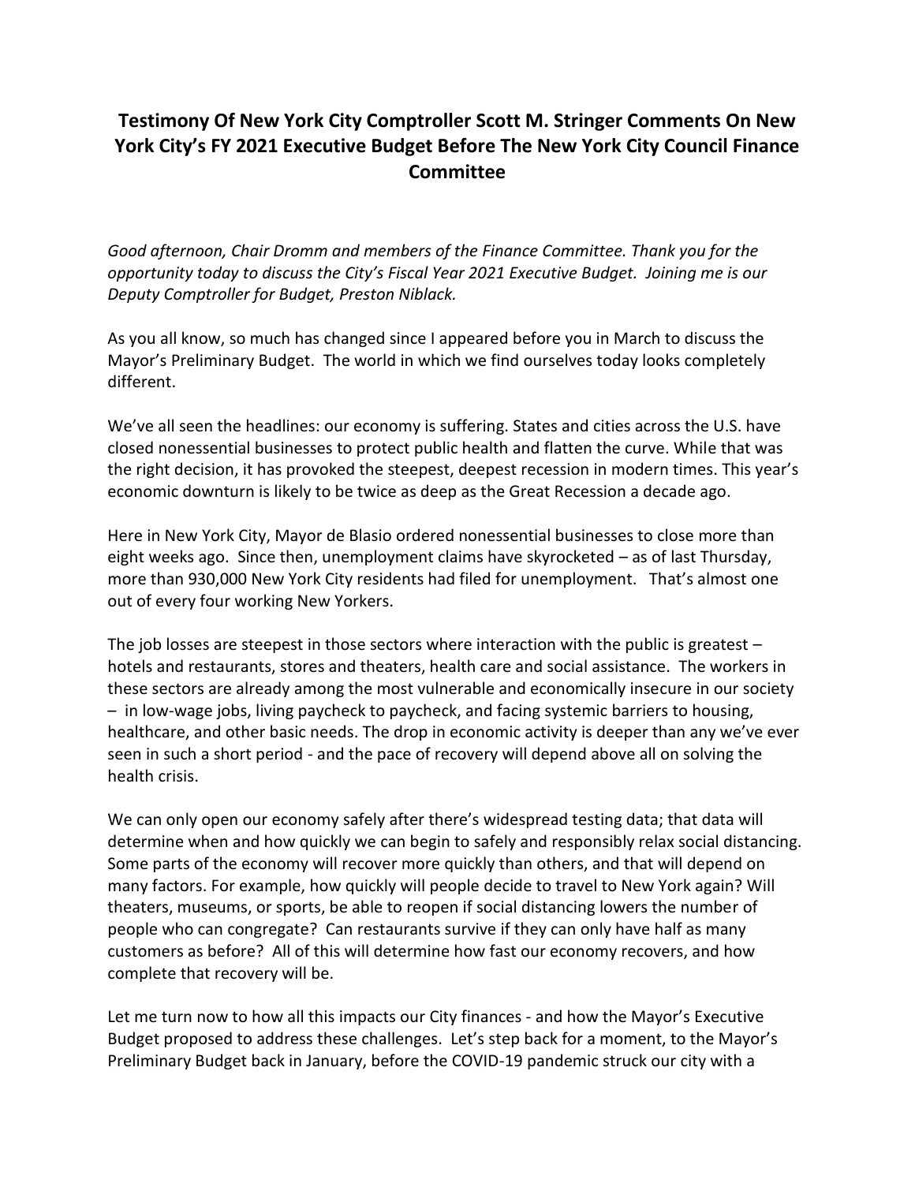# Testimony Of New York City Comptroller Scott M. Stringer Comments On New York City's FY 2021 Executive Budget Before The New York City Council Finance Committee

*Good afternoon, Chair Dromm and members of the Finance Committee. Thank you for the opportunity today to discuss the City's Fiscal Year 2021 Executive Budget. Joining me is our Deputy Comptroller for Budget, Preston Niblack.*

As you all know, so much has changed since I appeared before you in March to discuss the Mayor's Preliminary Budget. The world in which we find ourselves today looks completely different.

We've all seen the headlines: our economy is suffering. States and cities across the U.S. have closed nonessential businesses to protect public health and flatten the curve. While that was the right decision, it has provoked the steepest, deepest recession in modern times. This year's economic downturn is likely to be twice as deep as the Great Recession a decade ago.

Here in New York City, Mayor de Blasio ordered nonessential businesses to close more than eight weeks ago. Since then, unemployment claims have skyrocketed – as of last Thursday, more than 930,000 New York City residents had filed for unemployment. That's almost one out of every four working New Yorkers.

The job losses are steepest in those sectors where interaction with the public is greatest – hotels and restaurants, stores and theaters, health care and social assistance. The workers in these sectors are already among the most vulnerable and economically insecure in our society – in low-wage jobs, living paycheck to paycheck, and facing systemic barriers to housing, healthcare, and other basic needs. The drop in economic activity is deeper than any we've ever seen in such a short period - and the pace of recovery will depend above all on solving the health crisis.

We can only open our economy safely after there's widespread testing data; that data will determine when and how quickly we can begin to safely and responsibly relax social distancing. Some parts of the economy will recover more quickly than others, and that will depend on many factors. For example, how quickly will people decide to travel to New York again? Will theaters, museums, or sports, be able to reopen if social distancing lowers the number of people who can congregate? Can restaurants survive if they can only have half as many customers as before? All of this will determine how fast our economy recovers, and how complete that recovery will be.

Let me turn now to how all this impacts our City finances - and how the Mayor's Executive Budget proposed to address these challenges. Let's step back for a moment, to the Mayor's Preliminary Budget back in January, before the COVID-19 pandemic struck our city with a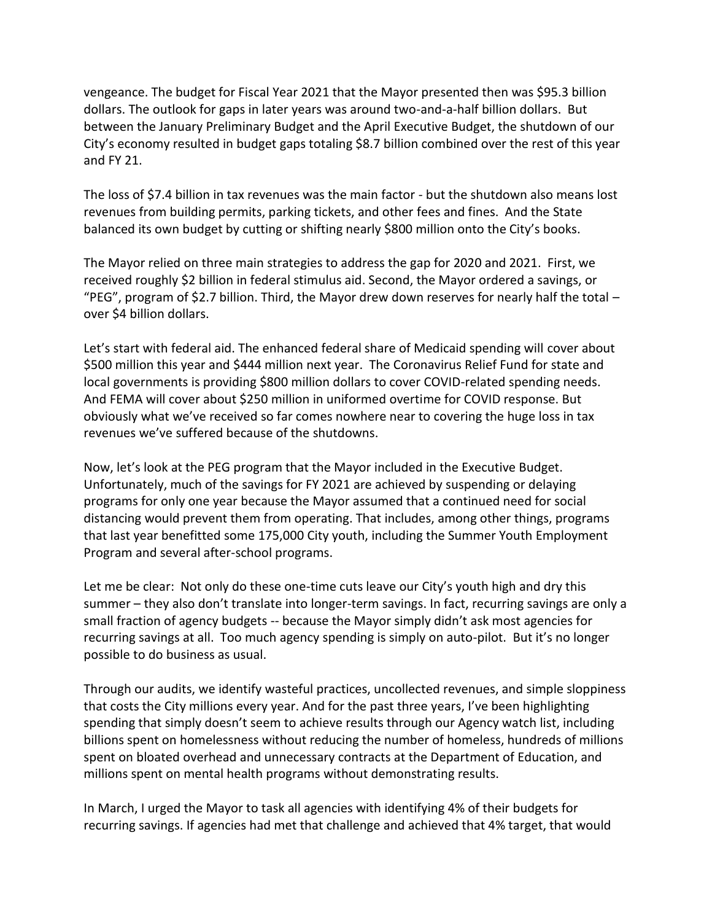vengeance. The budget for Fiscal Year 2021 that the Mayor presented then was $95.3 billion dollars. The outlook for gaps in later years was around two-and-a-half billion dollars. But between the January Preliminary Budget and the April Executive Budget, the shutdown of our City's economy resulted in budget gaps totaling $8.7 billion combined over the rest of this year and FY 21.

The loss of $7.4 billion in tax revenues was the main factor - but the shutdown also means lost revenues from building permits, parking tickets, and other fees and fines. And the State balanced its own budget by cutting or shifting nearly $800 million onto the City's books.

The Mayor relied on three main strategies to address the gap for 2020 and 2021. First, we received roughly $2 billion in federal stimulus aid. Second, the Mayor ordered a savings, or "PEG", program of $2.7 billion. Third, the Mayor drew down reserves for nearly half the total – over $4 billion dollars.

Let's start with federal aid. The enhanced federal share of Medicaid spending will cover about $500 million this year and $444 million next year. The Coronavirus Relief Fund for state and local governments is providing $800 million dollars to cover COVID-related spending needs. And FEMA will cover about $250 million in uniformed overtime for COVID response. But obviously what we've received so far comes nowhere near to covering the huge loss in tax revenues we've suffered because of the shutdowns.

Now, let's look at the PEG program that the Mayor included in the Executive Budget. Unfortunately, much of the savings for FY 2021 are achieved by suspending or delaying programs for only one year because the Mayor assumed that a continued need for social distancing would prevent them from operating. That includes, among other things, programs that last year benefitted some 175,000 City youth, including the Summer Youth Employment Program and several after-school programs.

Let me be clear: Not only do these one-time cuts leave our City's youth high and dry this summer – they also don't translate into longer-term savings. In fact, recurring savings are only a small fraction of agency budgets -- because the Mayor simply didn't ask most agencies for recurring savings at all. Too much agency spending is simply on auto-pilot. But it's no longer possible to do business as usual.

Through our audits, we identify wasteful practices, uncollected revenues, and simple sloppiness that costs the City millions every year. And for the past three years, I've been highlighting spending that simply doesn't seem to achieve results through our Agency watch list, including billions spent on homelessness without reducing the number of homeless, hundreds of millions spent on bloated overhead and unnecessary contracts at the Department of Education, and millions spent on mental health programs without demonstrating results.

In March, I urged the Mayor to task all agencies with identifying 4% of their budgets for recurring savings. If agencies had met that challenge and achieved that 4% target, that would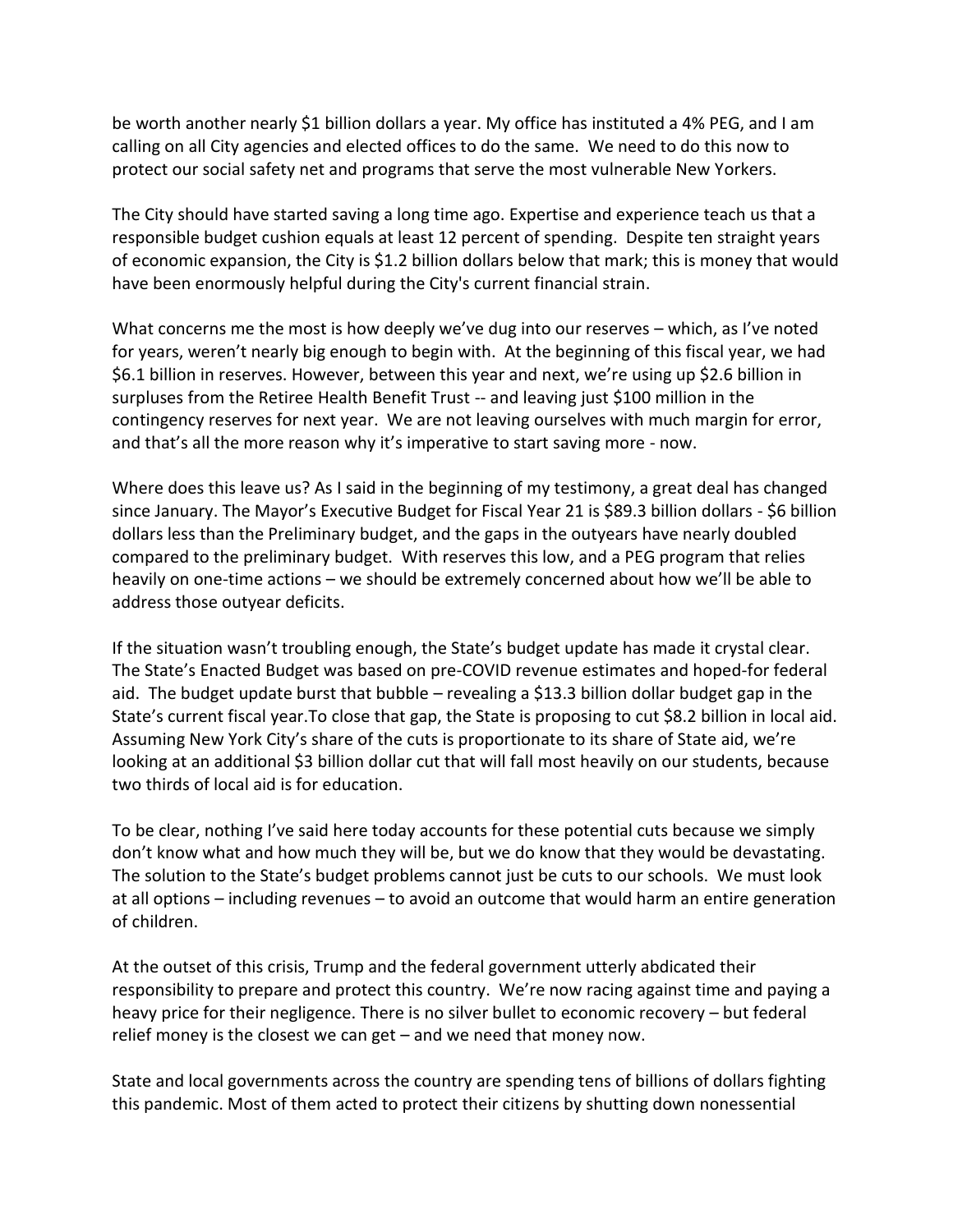be worth another nearly $1 billion dollars a year. My office has instituted a 4% PEG, and I am calling on all City agencies and elected offices to do the same. We need to do this now to protect our social safety net and programs that serve the most vulnerable New Yorkers.

The City should have started saving a long time ago. Expertise and experience teach us that a responsible budget cushion equals at least 12 percent of spending. Despite ten straight years of economic expansion, the City is $1.2 billion dollars below that mark; this is money that would have been enormously helpful during the City's current financial strain.

What concerns me the most is how deeply we've dug into our reserves – which, as I've noted for years, weren't nearly big enough to begin with. At the beginning of this fiscal year, we had $6.1 billion in reserves. However, between this year and next, we're using up $2.6 billion in surpluses from the Retiree Health Benefit Trust -- and leaving just $100 million in the contingency reserves for next year. We are not leaving ourselves with much margin for error, and that's all the more reason why it's imperative to start saving more - now.

Where does this leave us? As I said in the beginning of my testimony, a great deal has changed since January. The Mayor's Executive Budget for Fiscal Year 21 is $89.3 billion dollars - $6 billion dollars less than the Preliminary budget, and the gaps in the outyears have nearly doubled compared to the preliminary budget. With reserves this low, and a PEG program that relies heavily on one-time actions – we should be extremely concerned about how we'll be able to address those outyear deficits.

If the situation wasn't troubling enough, the State's budget update has made it crystal clear. The State's Enacted Budget was based on pre-COVID revenue estimates and hoped-for federal aid. The budget update burst that bubble – revealing a $13.3 billion dollar budget gap in the State's current fiscal year.To close that gap, the State is proposing to cut $8.2 billion in local aid. Assuming New York City's share of the cuts is proportionate to its share of State aid, we're looking at an additional $3 billion dollar cut that will fall most heavily on our students, because two thirds of local aid is for education.

To be clear, nothing I've said here today accounts for these potential cuts because we simply don't know what and how much they will be, but we do know that they would be devastating. The solution to the State's budget problems cannot just be cuts to our schools. We must look at all options – including revenues – to avoid an outcome that would harm an entire generation of children.

At the outset of this crisis, Trump and the federal government utterly abdicated their responsibility to prepare and protect this country. We're now racing against time and paying a heavy price for their negligence. There is no silver bullet to economic recovery – but federal relief money is the closest we can get – and we need that money now.

State and local governments across the country are spending tens of billions of dollars fighting this pandemic. Most of them acted to protect their citizens by shutting down nonessential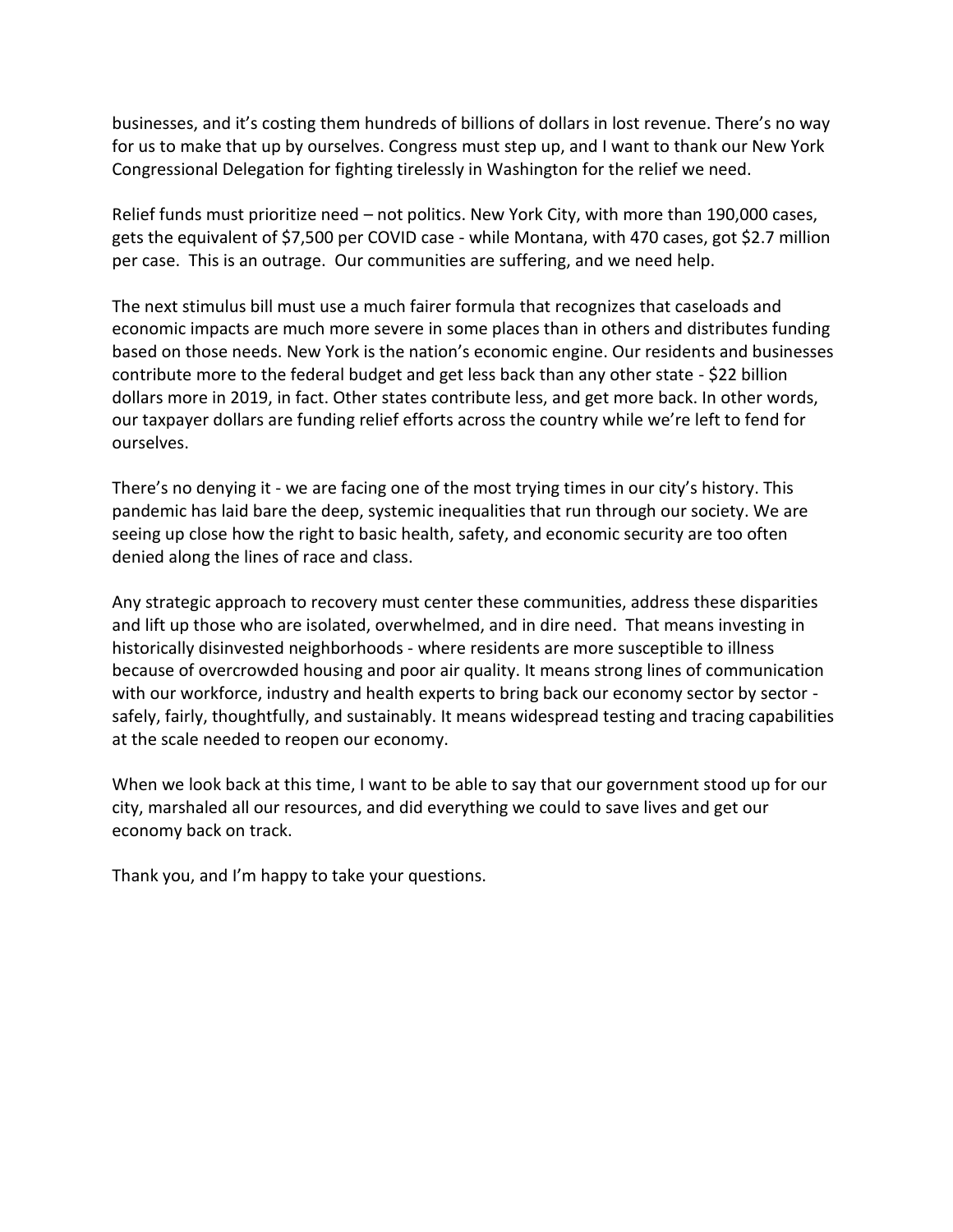businesses, and it's costing them hundreds of billions of dollars in lost revenue. There's no way for us to make that up by ourselves. Congress must step up, and I want to thank our New York Congressional Delegation for fighting tirelessly in Washington for the relief we need.

Relief funds must prioritize need – not politics. New York City, with more than 190,000 cases, gets the equivalent of $7,500 per COVID case - while Montana, with 470 cases, got $2.7 million per case. This is an outrage. Our communities are suffering, and we need help.

The next stimulus bill must use a much fairer formula that recognizes that caseloads and economic impacts are much more severe in some places than in others and distributes funding based on those needs. New York is the nation's economic engine. Our residents and businesses contribute more to the federal budget and get less back than any other state - $22 billion dollars more in 2019, in fact. Other states contribute less, and get more back. In other words, our taxpayer dollars are funding relief efforts across the country while we're left to fend for ourselves.

There's no denying it - we are facing one of the most trying times in our city's history. This pandemic has laid bare the deep, systemic inequalities that run through our society. We are seeing up close how the right to basic health, safety, and economic security are too often denied along the lines of race and class.

Any strategic approach to recovery must center these communities, address these disparities and lift up those who are isolated, overwhelmed, and in dire need. That means investing in historically disinvested neighborhoods - where residents are more susceptible to illness because of overcrowded housing and poor air quality. It means strong lines of communication with our workforce, industry and health experts to bring back our economy sector by sector - safely, fairly, thoughtfully, and sustainably. It means widespread testing and tracing capabilities at the scale needed to reopen our economy.

When we look back at this time, I want to be able to say that our government stood up for our city, marshaled all our resources, and did everything we could to save lives and get our economy back on track.

Thank you, and I'm happy to take your questions.